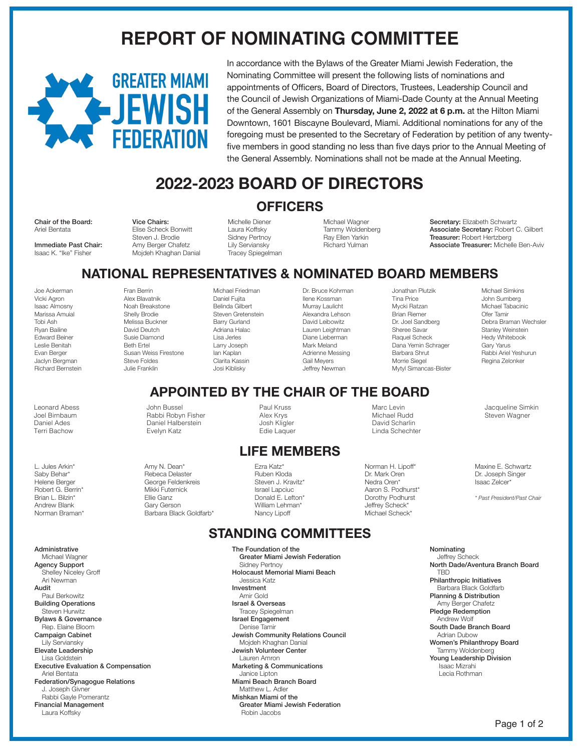# REPORT OF NOMINATING COMMITTEE

GREATER MIAMI JEWISH FEDERATION

In accordance with the Bylaws of the Greater Miami Jewish Federation, the Nominating Committee will present the following lists of nominations and appointments of Officers, Board of Directors, Trustees, Leadership Council and the Council of Jewish Organizations of Miami-Dade County at the Annual Meeting of the General Assembly on **Thursday, June 2, 2022 at 6 p.m.** at the Hilton Miami Downtown, 1601 Biscayne Boulevard, Miami. Additional nominations for any of the foregoing must be presented to the Secretary of Federation by petition of any twenty-five members in good standing no less than five days prior to the Annual Meeting of the General Assembly. Nominations shall not be made at the Annual Meeting.

## 2022-2023 BOARD OF DIRECTORS

### OFFICERS

**Chair of the Board:**
Ariel Bentata

**Immediate Past Chair:**
Isaac K. "Ike" Fisher

**Vice Chairs:**
Elise Scheck Bonwitt
Steven J. Brodie
Amy Berger Chafetz
Mojdeh Khaghan Danial
Michelle Diener
Laura Koffsky
Sidney Pertnoy
Lily Serviansky
Tracey Spiegelman
Michael Wagner
Tammy Woldenberg
Ray Ellen Yarkin
Richard Yulman

**Secretary:** Elizabeth Schwartz
**Associate Secretary:** Robert C. Gilbert
**Treasurer:** Robert Hertzberg
**Associate Treasurer:** Michelle Ben-Aviv

### NATIONAL REPRESENTATIVES & NOMINATED BOARD MEMBERS

Joe Ackerman
Vicki Agron
Isaac Almosny
Marissa Amuial
Tobi Ash
Ryan Bailine
Edward Beiner
Leslie Benitah
Evan Berger
Jaclyn Bergman
Richard Bernstein
Fran Berrin
Alex Blavatnik
Noah Breakstone
Shelly Brodie
Melissa Buckner
David Deutch
Susie Diamond
Beth Ertel
Susan Weiss Firestone
Steve Foldes
Julie Franklin
Michael Friedman
Daniel Fujita
Belinda Gilbert
Steven Gretenstein
Barry Gurland
Adriana Halac
Lisa Jerles
Larry Joseph
Ian Kaplan
Clarita Kassin
Josi Kiblisky
Dr. Bruce Kohrman
Ilene Kossman
Murray Laulicht
Alexandra Lehson
David Leibowitz
Lauren Leightman
Diane Lieberman
Mark Meland
Adrienne Messing
Gail Meyers
Jeffrey Newman
Jonathan Plutzik
Tina Price
Mycki Ratzan
Brian Riemer
Dr. Joel Sandberg
Sheree Savar
Raquel Scheck
Dana Yemin Schrager
Barbara Shrut
Morrie Siegel
Mytyl Simancas-Bister
Michael Simkins
John Sumberg
Michael Tabacinic
Ofer Tamir
Debra Braman Wechsler
Stanley Weinstein
Hedy Whitebook
Gary Yarus
Rabbi Ariel Yeshurun
Regina Zelonker

### APPOINTED BY THE CHAIR OF THE BOARD

Leonard Abess
Joel Birnbaum
Daniel Ades
Terri Bachow
John Bussel
Rabbi Robyn Fisher
Daniel Halberstein
Evelyn Katz
Paul Kruss
Alex Krys
Josh Kligler
Edie Laquer
Marc Levin
Michael Rudd
David Scharlin
Linda Schechter
Jacqueline Simkin
Steven Wagner

### LIFE MEMBERS

L. Jules Arkin*
Saby Behar*
Helene Berger
Robert G. Berrin*
Brian L. Bilzin*
Andrew Blank
Norman Braman*
Amy N. Dean*
Rebeca Delaster
George Feldenkreis
Mikki Futernick
Ellie Ganz
Gary Gerson
Barbara Black Goldfarb*
Ezra Katz*
Ruben Kloda
Steven J. Kravitz*
Israel Lapciuc
Donald E. Lefton*
William Lehman*
Nancy Lipoff
Norman H. Lipoff*
Dr. Mark Oren
Nedra Oren*
Aaron S. Podhurst*
Dorothy Podhurst
Jeffrey Scheck*
Michael Scheck*
Maxine E. Schwartz
Dr. Joseph Singer
Isaac Zelcer*

*\* Past President/Past Chair*

## STANDING COMMITTEES

**Administrative**
Michael Wagner

**Agency Support**
Shelley Niceley Groff
Ari Newman

**Audit**
Paul Berkowitz

**Building Operations**
Steven Hurwitz

**Bylaws & Governance**
Rep. Elaine Bloom

**Campaign Cabinet**
Lily Serviansky

**Elevate Leadership**
Lisa Goldstein

**Executive Evaluation & Compensation**
Ariel Bentata

**Federation/Synagogue Relations**
J. Joseph Givner
Rabbi Gayle Pomerantz

**Financial Management**
Laura Koffsky

**The Foundation of the Greater Miami Jewish Federation**
Sidney Pertnoy

**Holocaust Memorial Miami Beach**
Jessica Katz

**Investment**
Amir Gold

**Israel & Overseas**
Tracey Spiegelman

**Israel Engagement**
Denise Tamir

**Jewish Community Relations Council**
Mojdeh Khaghan Danial

**Jewish Volunteer Center**
Lauren Amron

**Marketing & Communications**
Janice Lipton

**Miami Beach Branch Board**
Matthew L. Adler

**Mishkan Miami of the Greater Miami Jewish Federation**
Robin Jacobs

**Nominating**
Jeffrey Scheck

**North Dade/Aventura Branch Board**
TBD

**Philanthropic Initiatives**
Barbara Black Goldfarb

**Planning & Distribution**
Amy Berger Chafetz

**Pledge Redemption**
Andrew Wolf

**South Dade Branch Board**
Adrian Dubow

**Women's Philanthropy Board**
Tammy Woldenberg

**Young Leadership Division**
Isaac Mizrahi
Lecia Rothman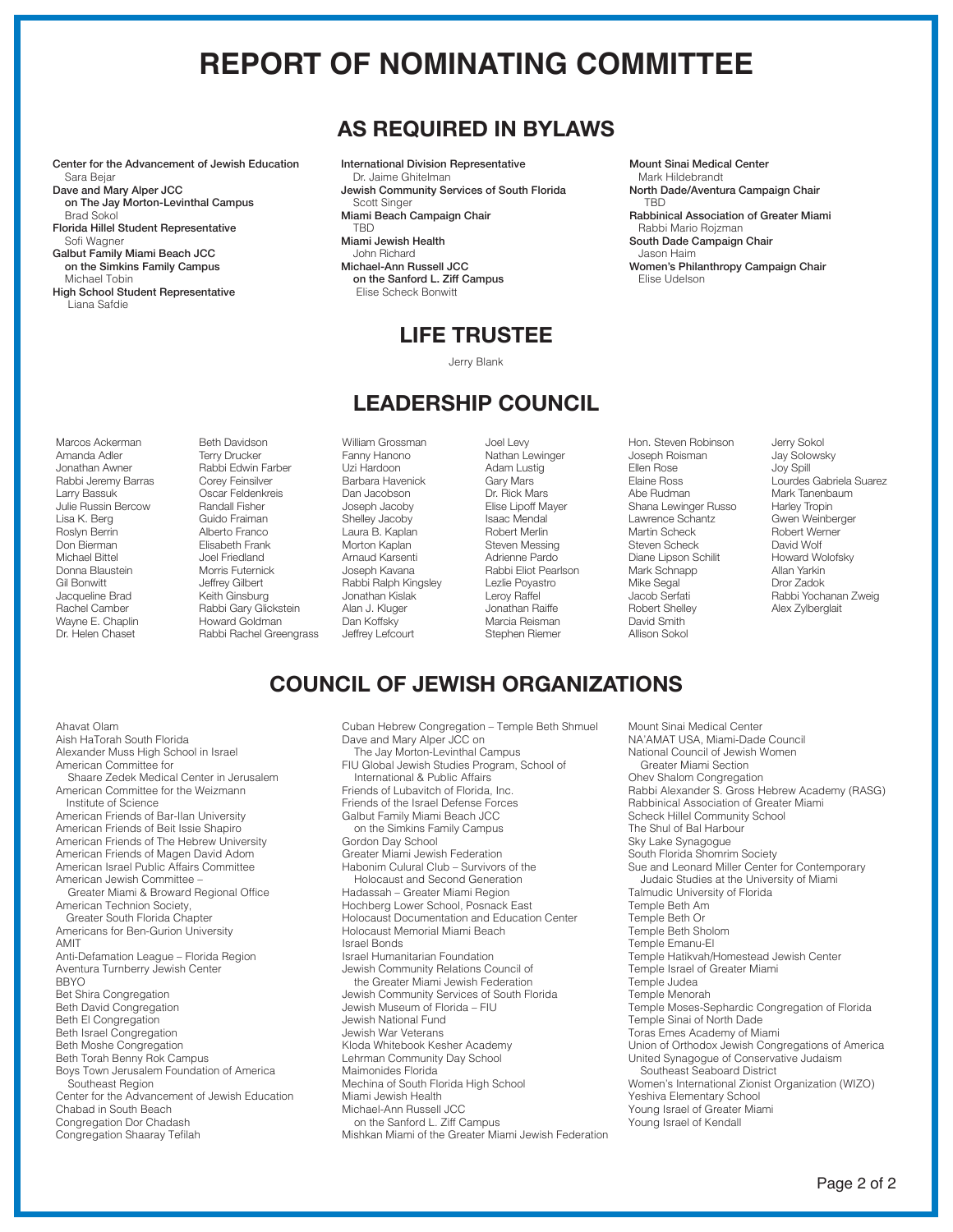# REPORT OF NOMINATING COMMITTEE

## AS REQUIRED IN BYLAWS

**Center for the Advancement of Jewish Education**
Sara Bejar

**Dave and Mary Alper JCC on The Jay Morton-Levinthal Campus**
Brad Sokol

**Florida Hillel Student Representative**
Sofi Wagner

**Galbut Family Miami Beach JCC on the Simkins Family Campus**
Michael Tobin

**High School Student Representative**
Liana Safdie

**International Division Representative**
Dr. Jaime Ghitelman

**Jewish Community Services of South Florida**
Scott Singer

**Miami Beach Campaign Chair**
TBD

**Miami Jewish Health**
John Richard

**Michael-Ann Russell JCC on the Sanford L. Ziff Campus**
Elise Scheck Bonwitt

**Mount Sinai Medical Center**
Mark Hildebrandt

**North Dade/Aventura Campaign Chair**
TBD

**Rabbinical Association of Greater Miami**
Rabbi Mario Rojzman

**South Dade Campaign Chair**
Jason Haim

**Women's Philanthropy Campaign Chair**
Elise Udelson

## LIFE TRUSTEE

Jerry Blank

## LEADERSHIP COUNCIL

Marcos Ackerman
Amanda Adler
Jonathan Awner
Rabbi Jeremy Barras
Larry Bassuk
Julie Russin Bercow
Lisa K. Berg
Roslyn Berrin
Don Bierman
Michael Bittel
Donna Blaustein
Gil Bonwitt
Jacqueline Brad
Rachel Camber
Wayne E. Chaplin
Dr. Helen Chaset
Beth Davidson
Terry Drucker
Rabbi Edwin Farber
Corey Feinsilver
Oscar Feldenkreis
Randall Fisher
Guido Fraiman
Alberto Franco
Elisabeth Frank
Joel Friedland
Morris Futernick
Jeffrey Gilbert
Keith Ginsburg
Rabbi Gary Glickstein
Howard Goldman
Rabbi Rachel Greengrass
William Grossman
Fanny Hanono
Uzi Hardoon
Barbara Havenick
Dan Jacobson
Joseph Jacoby
Shelley Jacoby
Laura B. Kaplan
Morton Kaplan
Arnaud Karsenti
Joseph Kavana
Rabbi Ralph Kingsley
Jonathan Kislak
Alan J. Kluger
Dan Koffsky
Jeffrey Lefcourt
Joel Levy
Nathan Lewinger
Adam Lustig
Gary Mars
Dr. Rick Mars
Elise Lipoff Mayer
Isaac Mendal
Robert Merlin
Steven Messing
Adrienne Pardo
Rabbi Eliot Pearlson
Lezlie Poyastro
Leroy Raffel
Jonathan Raiffe
Marcia Reisman
Stephen Riemer
Hon. Steven Robinson
Joseph Roisman
Ellen Rose
Elaine Ross
Abe Rudman
Shana Lewinger Russo
Lawrence Schantz
Martin Scheck
Steven Scheck
Diane Lipson Schilit
Mark Schnapp
Mike Segal
Jacob Serfati
Robert Shelley
David Smith
Allison Sokol
Jerry Sokol
Jay Solowsky
Joy Spill
Lourdes Gabriela Suarez
Mark Tanenbaum
Harley Tropin
Gwen Weinberger
Robert Werner
David Wolf
Howard Wolofsky
Allan Yarkin
Dror Zadok
Rabbi Yochanan Zweig
Alex Zylberglait

## COUNCIL OF JEWISH ORGANIZATIONS

Ahavat Olam
Aish HaTorah South Florida
Alexander Muss High School in Israel
American Committee for Shaare Zedek Medical Center in Jerusalem
American Committee for the Weizmann Institute of Science
American Friends of Bar-Ilan University
American Friends of Beit Issie Shapiro
American Friends of The Hebrew University
American Friends of Magen David Adom
American Israel Public Affairs Committee
American Jewish Committee – Greater Miami & Broward Regional Office
American Technion Society, Greater South Florida Chapter
Americans for Ben-Gurion University
AMIT
Anti-Defamation League – Florida Region
Aventura Turnberry Jewish Center
BBYO
Bet Shira Congregation
Beth David Congregation
Beth El Congregation
Beth Israel Congregation
Beth Moshe Congregation
Beth Torah Benny Rok Campus
Boys Town Jerusalem Foundation of America Southeast Region
Center for the Advancement of Jewish Education
Chabad in South Beach
Congregation Dor Chadash
Congregation Shaaray Tefilah
Cuban Hebrew Congregation – Temple Beth Shmuel
Dave and Mary Alper JCC on The Jay Morton-Levinthal Campus
FIU Global Jewish Studies Program, School of International & Public Affairs
Friends of Lubavitch of Florida, Inc.
Friends of the Israel Defense Forces
Galbut Family Miami Beach JCC on the Simkins Family Campus
Gordon Day School
Greater Miami Jewish Federation
Habonim Cultural Club – Survivors of the Holocaust and Second Generation
Hadassah – Greater Miami Region
Hochberg Lower School, Posnack East
Holocaust Documentation and Education Center
Holocaust Memorial Miami Beach
Israel Bonds
Israel Humanitarian Foundation
Jewish Community Relations Council of the Greater Miami Jewish Federation
Jewish Community Services of South Florida
Jewish Museum of Florida – FIU
Jewish National Fund
Jewish War Veterans
Kloda Whitebook Kesher Academy
Lehrman Community Day School
Maimonides Florida
Mechina of South Florida High School
Miami Jewish Health
Michael-Ann Russell JCC on the Sanford L. Ziff Campus
Mishkan Miami of the Greater Miami Jewish Federation
Mount Sinai Medical Center
NA'AMAT USA, Miami-Dade Council
National Council of Jewish Women Greater Miami Section
Ohev Shalom Congregation
Rabbi Alexander S. Gross Hebrew Academy (RASG)
Rabbinical Association of Greater Miami
Scheck Hillel Community School
The Shul of Bal Harbour
Sky Lake Synagogue
South Florida Shomrim Society
Sue and Leonard Miller Center for Contemporary Judaic Studies at the University of Miami
Talmudic University of Florida
Temple Beth Am
Temple Beth Or
Temple Beth Sholom
Temple Emanu-El
Temple Hatikvah/Homestead Jewish Center
Temple Israel of Greater Miami
Temple Judea
Temple Menorah
Temple Moses-Sephardic Congregation of Florida
Temple Sinai of North Dade
Toras Emes Academy of Miami
Union of Orthodox Jewish Congregations of America
United Synagogue of Conservative Judaism Southeast Seaboard District
Women's International Zionist Organization (WIZO)
Yeshiva Elementary School
Young Israel of Greater Miami
Young Israel of Kendall